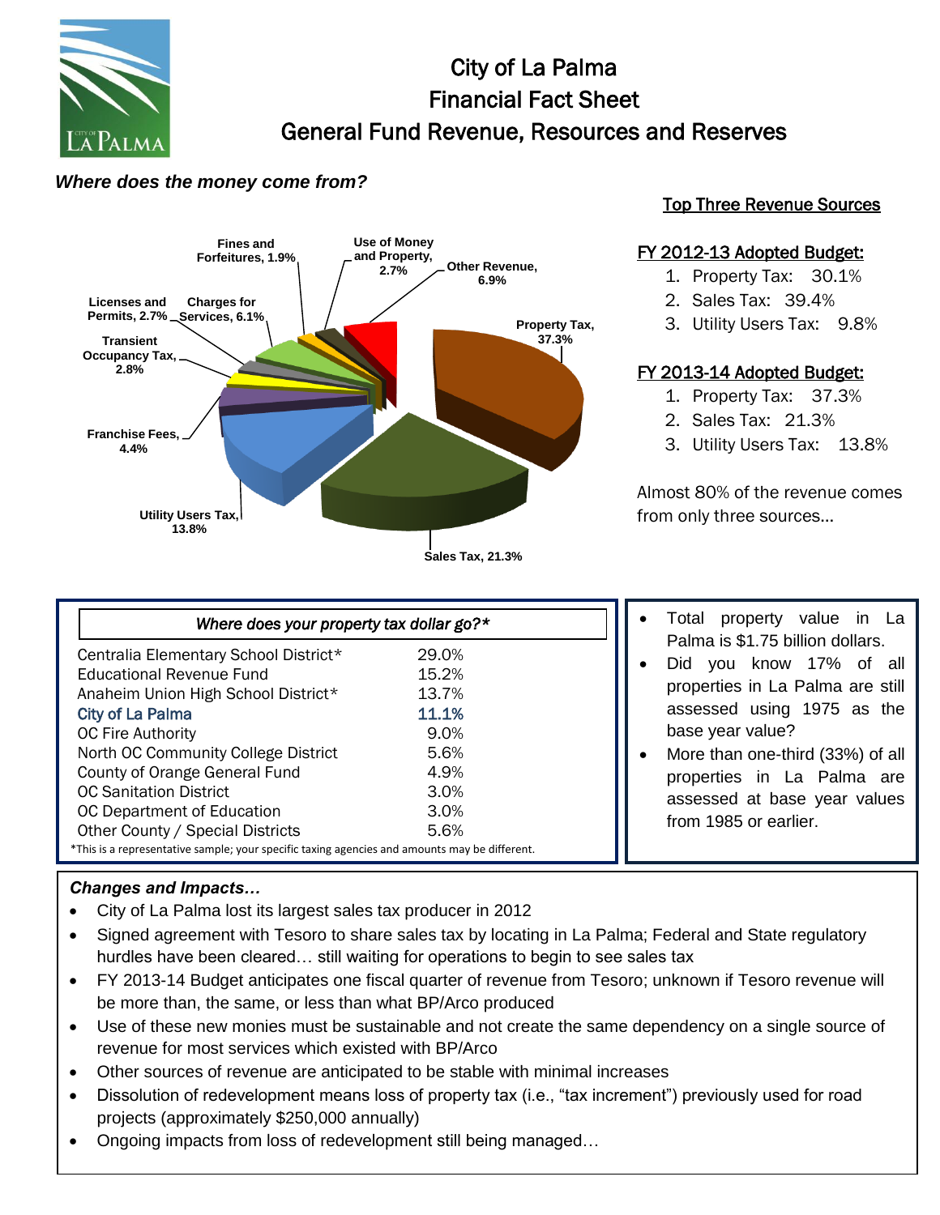# City of La Palma
# Financial Fact Sheet
# General Fund Revenue, Resources and Reserves

***Where does the money come from?***

Property Tax, 37.3%
Sales Tax, 21.3%
Utility Users Tax, 13.8%
Franchise Fees, 4.4%
Transient Occupancy Tax, 2.8%
Licenses and Permits, 2.7%
Charges for Services, 6.1%
Fines and Forfeitures, 1.9%
Use of Money and Property, 2.7%
Other Revenue, 6.9%

## Top Three Revenue Sources

**FY 2012-13 Adopted Budget:**

1. Property Tax: 30.1%
2. Sales Tax: 39.4%
3. Utility Users Tax: 9.8%

**FY 2013-14 Adopted Budget:**

1. Property Tax: 37.3%
2. Sales Tax: 21.3%
3. Utility Users Tax: 13.8%

Almost 80% of the revenue comes from only three sources…

| *Where does your property tax dollar go?** | |
|---|---|
| Centralia Elementary School District* | 29.0% |
| Educational Revenue Fund | 15.2% |
| Anaheim Union High School District* | 13.7% |
| City of La Palma | 11.1% |
| OC Fire Authority | 9.0% |
| North OC Community College District | 5.6% |
| County of Orange General Fund | 4.9% |
| OC Sanitation District | 3.0% |
| OC Department of Education | 3.0% |
| Other County / Special Districts | 5.6% |

*This is a representative sample; your specific taxing agencies and amounts may be different.

- Total property value in La Palma is $1.75 billion dollars.
- Did you know 17% of all properties in La Palma are still assessed using 1975 as the base year value?
- More than one-third (33%) of all properties in La Palma are assessed at base year values from 1985 or earlier.

***Changes and Impacts…***

- City of La Palma lost its largest sales tax producer in 2012
- Signed agreement with Tesoro to share sales tax by locating in La Palma; Federal and State regulatory hurdles have been cleared… still waiting for operations to begin to see sales tax
- FY 2013-14 Budget anticipates one fiscal quarter of revenue from Tesoro; unknown if Tesoro revenue will be more than, the same, or less than what BP/Arco produced
- Use of these new monies must be sustainable and not create the same dependency on a single source of revenue for most services which existed with BP/Arco
- Other sources of revenue are anticipated to be stable with minimal increases
- Dissolution of redevelopment means loss of property tax (i.e., "tax increment") previously used for road projects (approximately $250,000 annually)
- Ongoing impacts from loss of redevelopment still being managed…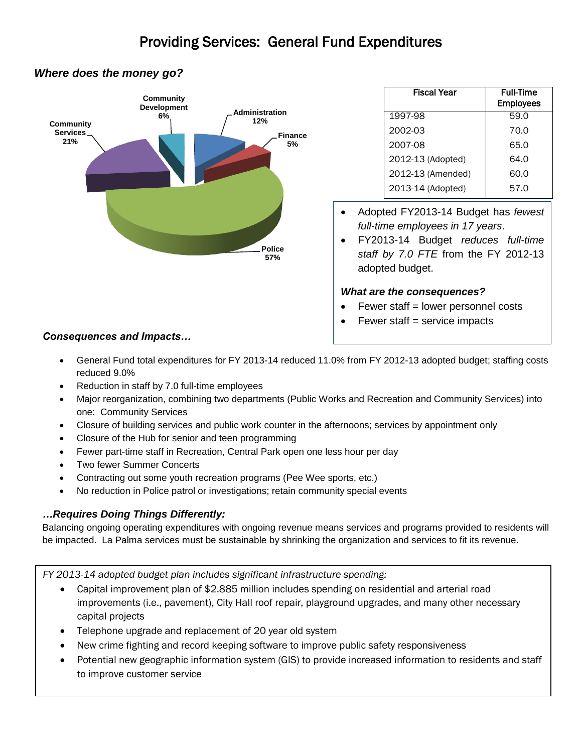# Providing Services: General Fund Expenditures

### *Where does the money go?*

Community Development 6%
Administration 12%
Community Services 21%
Finance 5%
Police 57%

| Fiscal Year | Full-Time Employees |
|---|---|
| 1997-98 | 59.0 |
| 2002-03 | 70.0 |
| 2007-08 | 65.0 |
| 2012-13 (Adopted) | 64.0 |
| 2012-13 (Amended) | 60.0 |
| 2013-14 (Adopted) | 57.0 |

- Adopted FY2013-14 Budget has *fewest full-time employees in 17 years*.
- FY2013-14 Budget *reduces full-time staff by 7.0 FTE* from the FY 2012-13 adopted budget.

***What are the consequences?***

- Fewer staff = lower personnel costs
- Fewer staff = service impacts

### *Consequences and Impacts…*

- General Fund total expenditures for FY 2013-14 reduced 11.0% from FY 2012-13 adopted budget; staffing costs reduced 9.0%
- Reduction in staff by 7.0 full-time employees
- Major reorganization, combining two departments (Public Works and Recreation and Community Services) into one: Community Services
- Closure of building services and public work counter in the afternoons; services by appointment only
- Closure of the Hub for senior and teen programming
- Fewer part-time staff in Recreation, Central Park open one less hour per day
- Two fewer Summer Concerts
- Contracting out some youth recreation programs (Pee Wee sports, etc.)
- No reduction in Police patrol or investigations; retain community special events

### *…Requires Doing Things Differently:*

Balancing ongoing operating expenditures with ongoing revenue means services and programs provided to residents will be impacted. La Palma services must be sustainable by shrinking the organization and services to fit its revenue.

*FY 2013-14 adopted budget plan includes significant infrastructure spending:*

- Capital improvement plan of $2.885 million includes spending on residential and arterial road improvements (i.e., pavement), City Hall roof repair, playground upgrades, and many other necessary capital projects
- Telephone upgrade and replacement of 20 year old system
- New crime fighting and record keeping software to improve public safety responsiveness
- Potential new geographic information system (GIS) to provide increased information to residents and staff to improve customer service